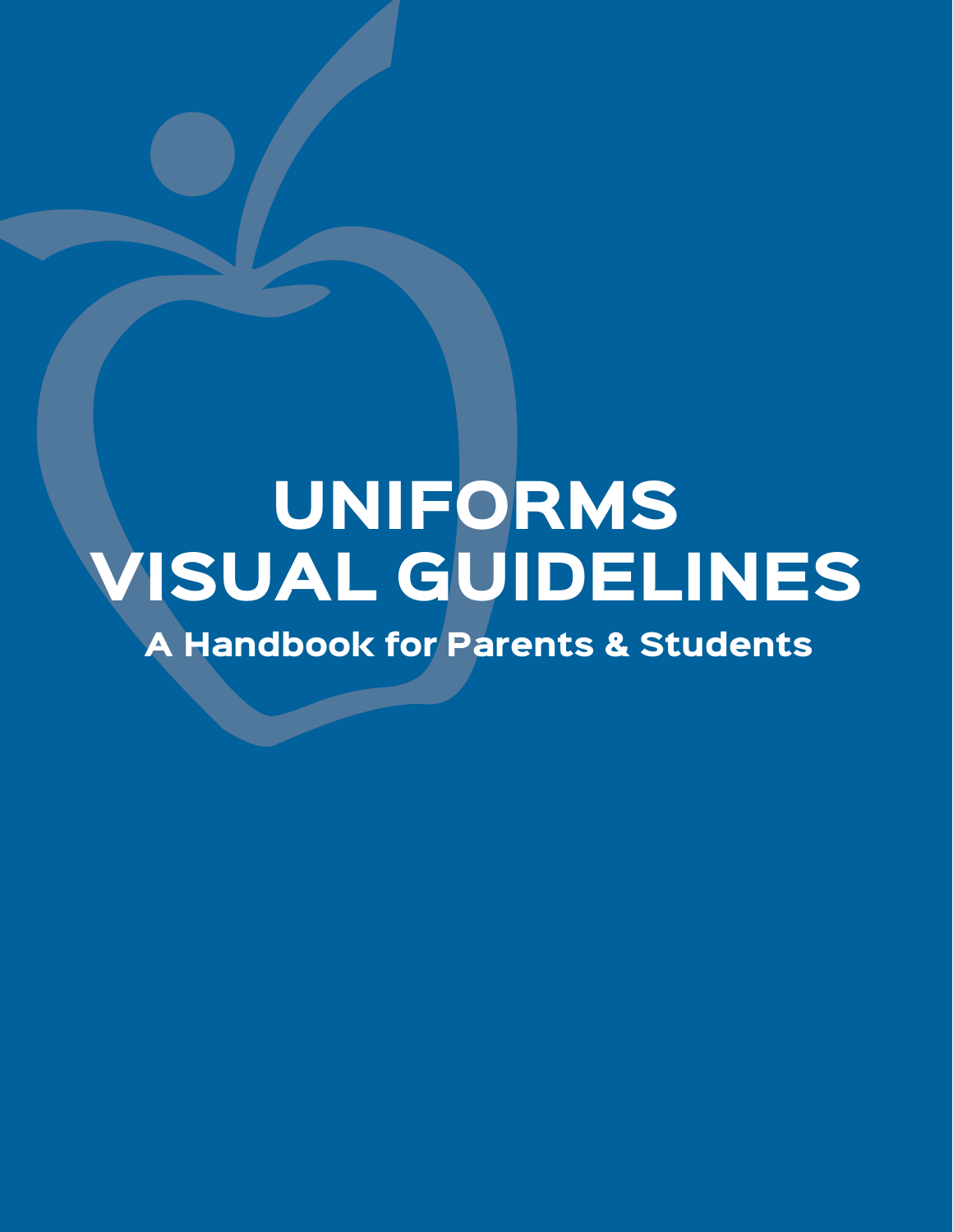# UNIFORMS VISUAL GUIDELINES

## A Handbook for Parents & Students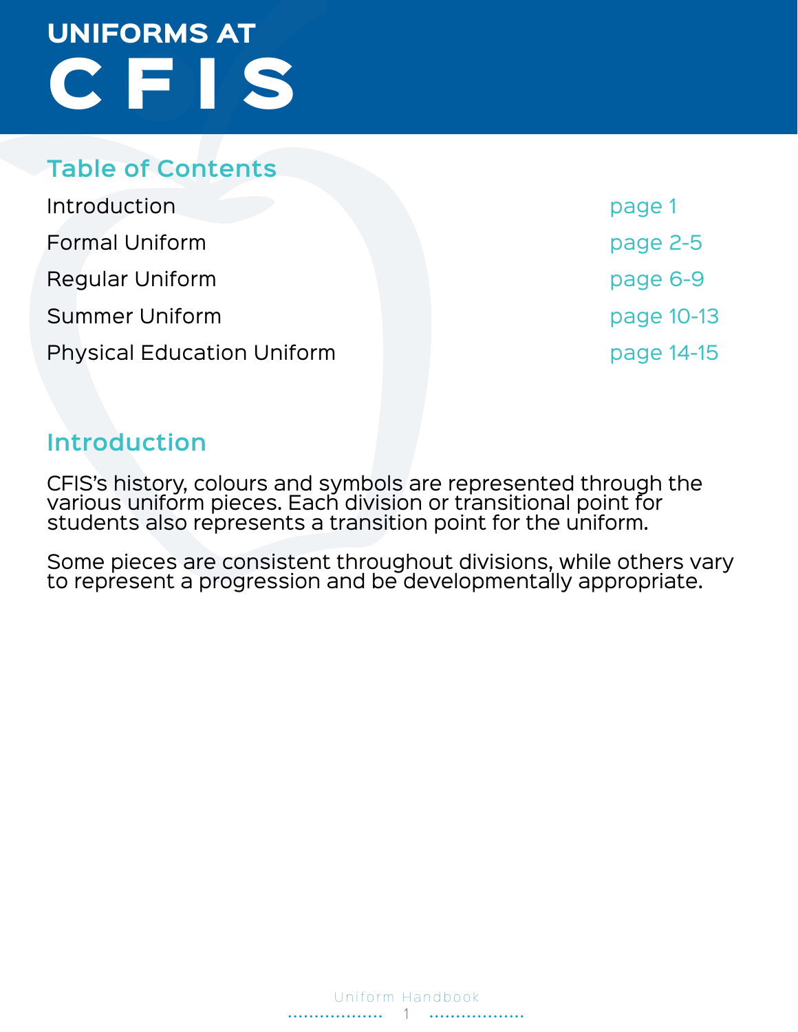# UNIFORMS AT CFIS

## Table of Contents

| | |
|---|---|
| Introduction | page 1 |
| Formal Uniform | page 2-5 |
| Regular Uniform | page 6-9 |
| Summer Uniform | page 10-13 |
| Physical Education Uniform | page 14-15 |

## Introduction

CFIS's history, colours and symbols are represented through the various uniform pieces. Each division or transitional point for students also represents a transition point for the uniform.

Some pieces are consistent throughout divisions, while others vary to represent a progression and be developmentally appropriate.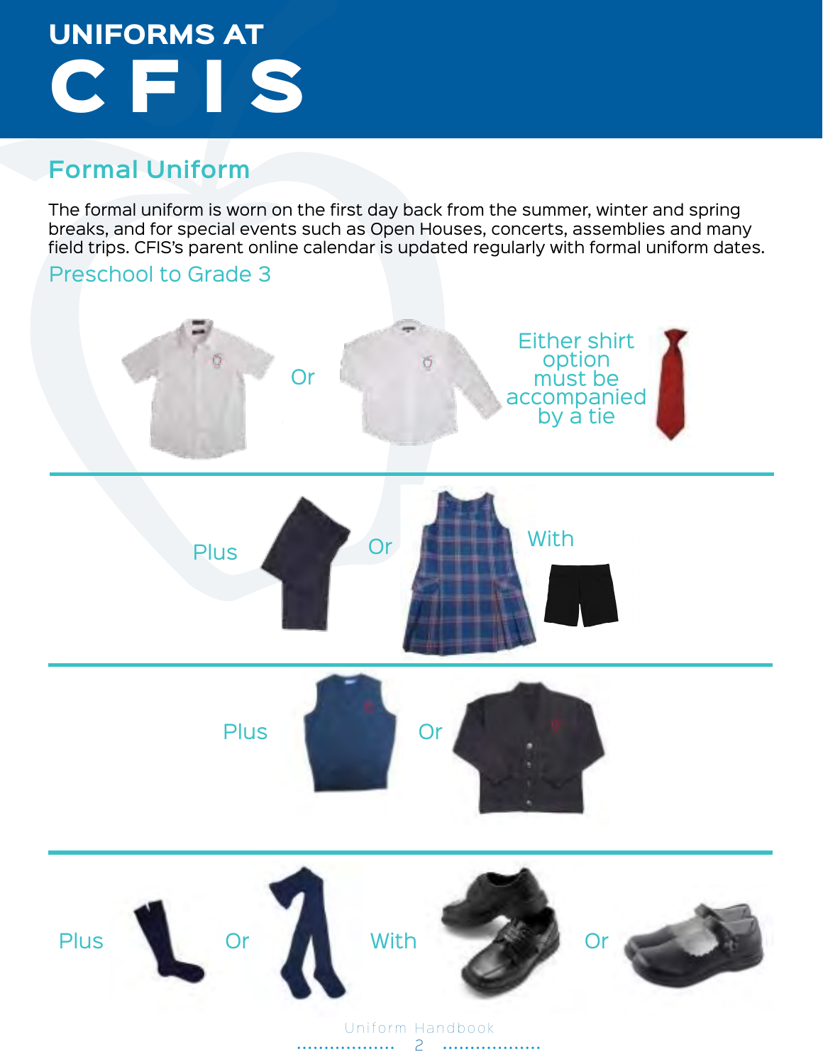# UNIFORMS AT CFIS

## Formal Uniform

The formal uniform is worn on the first day back from the summer, winter and spring breaks, and for special events such as Open Houses, concerts, assemblies and many field trips. CFIS's parent online calendar is updated regularly with formal uniform dates.

### Preschool to Grade 3

Or

Either shirt option must be accompanied by a tie

Plus

Or

With

Plus

Or

Plus

Or

With

Or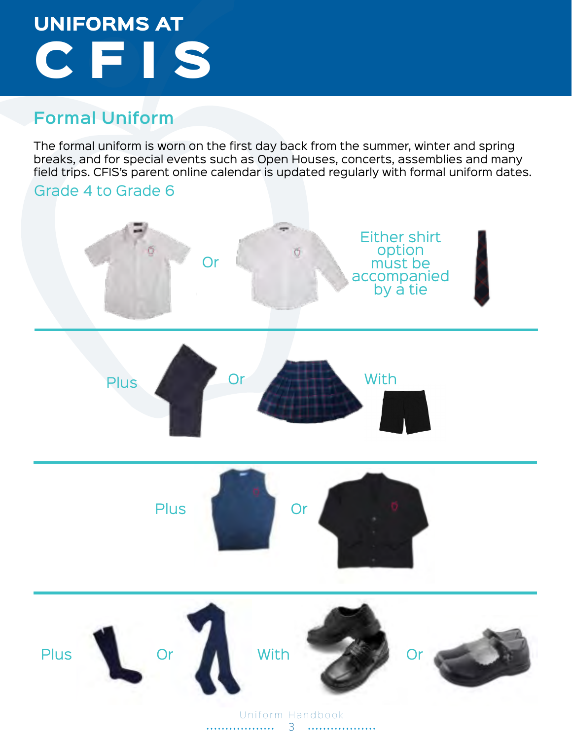# UNIFORMS AT CFIS

## Formal Uniform

The formal uniform is worn on the first day back from the summer, winter and spring breaks, and for special events such as Open Houses, concerts, assemblies and many field trips. CFIS's parent online calendar is updated regularly with formal uniform dates.

### Grade 4 to Grade 6

Or

Either shirt option must be accompanied by a tie

Plus

Or

With

Plus

Or

Plus

Or

With

Or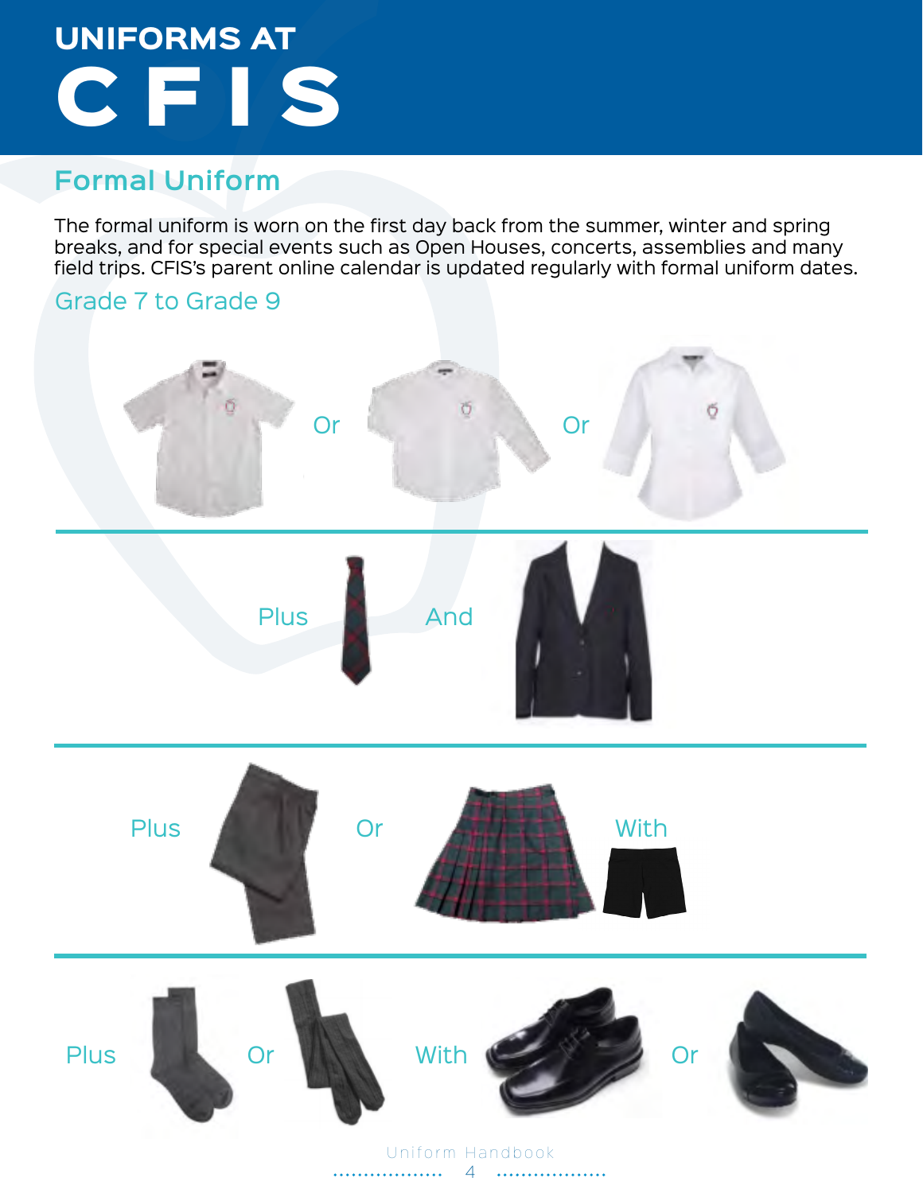# UNIFORMS AT CFIS

## Formal Uniform

The formal uniform is worn on the first day back from the summer, winter and spring breaks, and for special events such as Open Houses, concerts, assemblies and many field trips. CFIS's parent online calendar is updated regularly with formal uniform dates.

### Grade 7 to Grade 9

Or Or

Plus And

Plus Or With

Plus Or With Or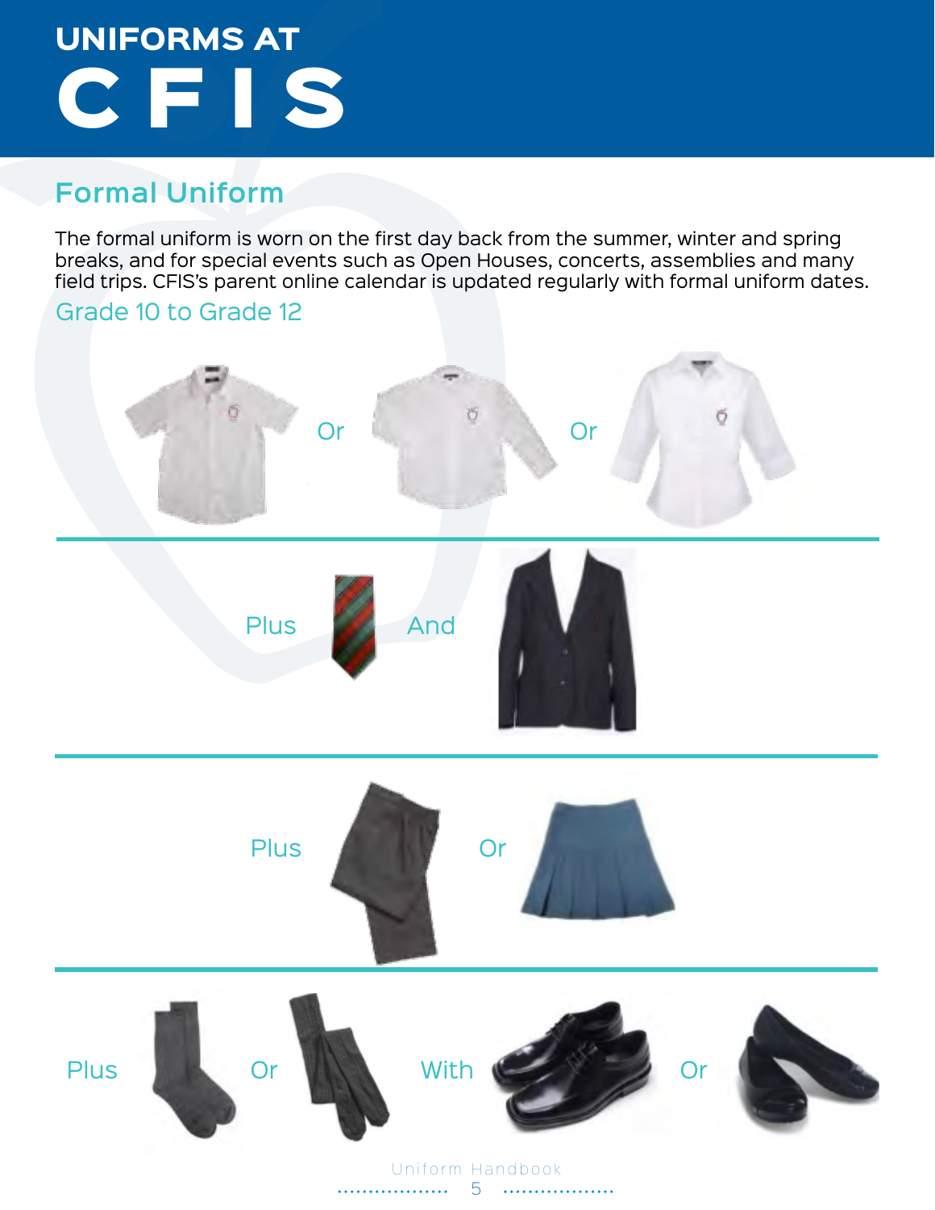# UNIFORMS AT CFIS

## Formal Uniform

The formal uniform is worn on the first day back from the summer, winter and spring breaks, and for special events such as Open Houses, concerts, assemblies and many field trips. CFIS's parent online calendar is updated regularly with formal uniform dates.

### Grade 10 to Grade 12

Or Or

Plus And

Plus Or

Plus Or With Or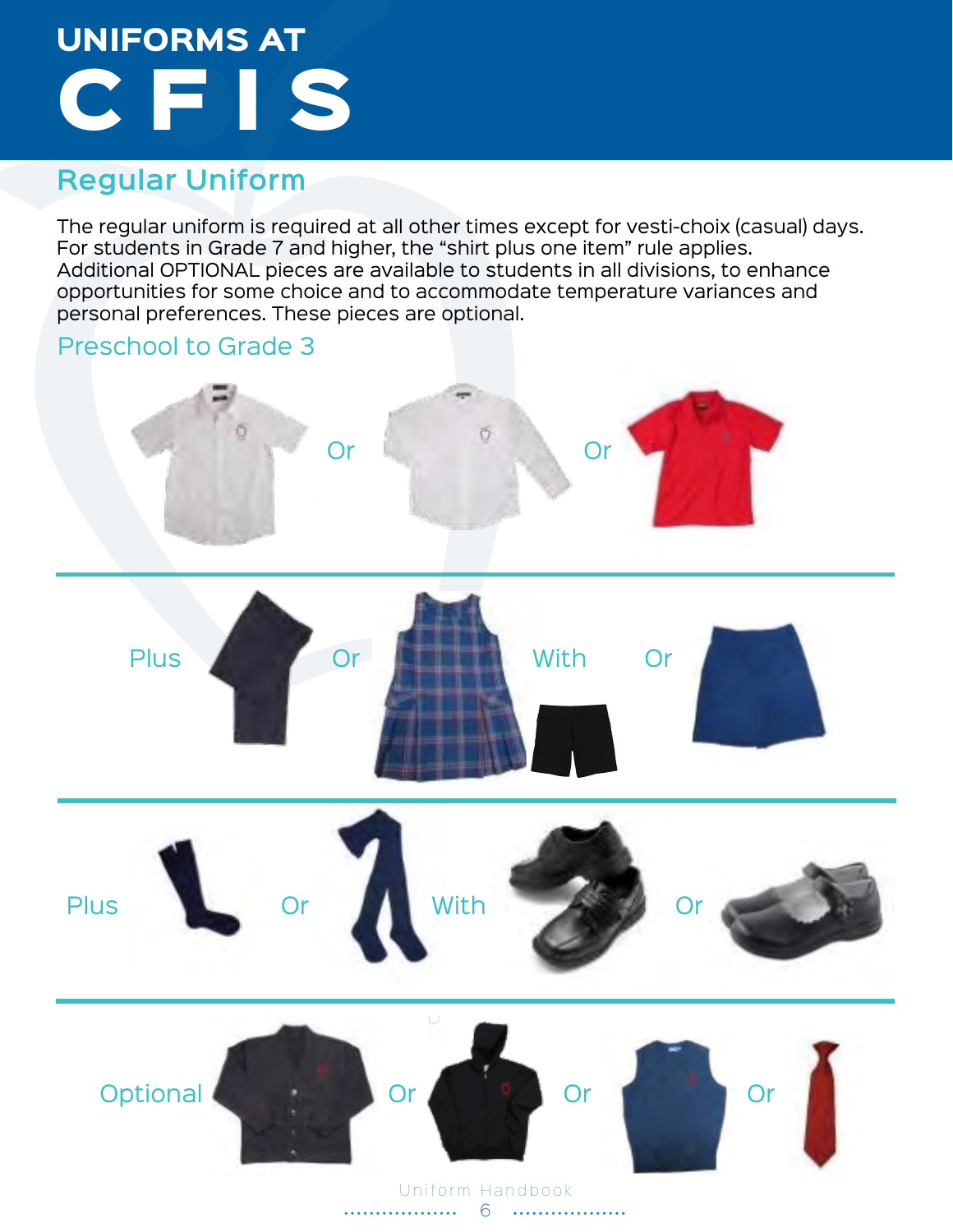# UNIFORMS AT CFIS

## Regular Uniform

The regular uniform is required at all other times except for vesti-choix (casual) days. For students in Grade 7 and higher, the “shirt plus one item” rule applies. Additional OPTIONAL pieces are available to students in all divisions, to enhance opportunities for some choice and to accommodate temperature variances and personal preferences. These pieces are optional.

### Preschool to Grade 3

Or Or

Plus Or With Or

Plus Or With Or

Optional Or Or Or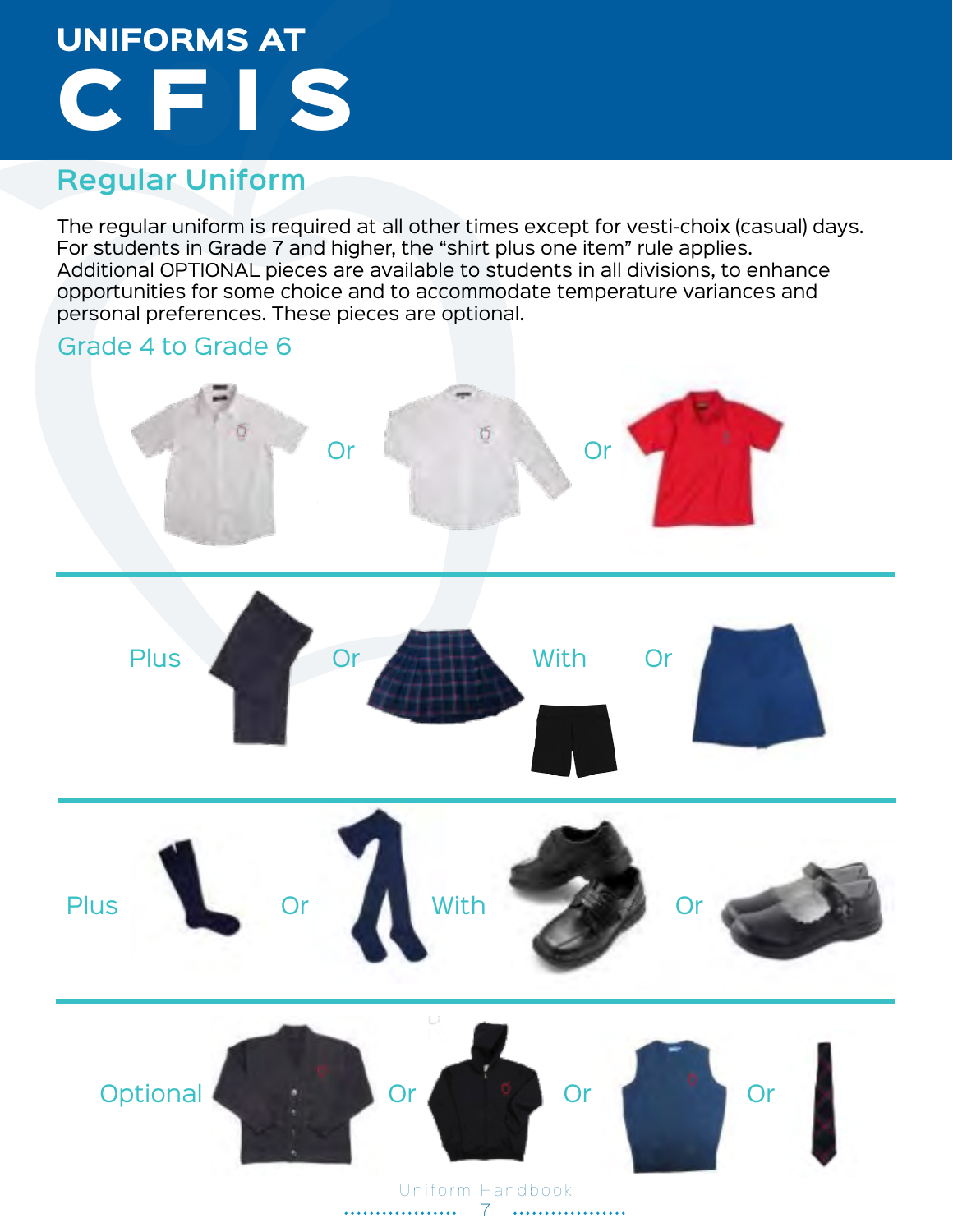# UNIFORMS AT CFIS

## Regular Uniform

The regular uniform is required at all other times except for vesti-choix (casual) days. For students in Grade 7 and higher, the “shirt plus one item” rule applies. Additional OPTIONAL pieces are available to students in all divisions, to enhance opportunities for some choice and to accommodate temperature variances and personal preferences. These pieces are optional.

### Grade 4 to Grade 6

Or Or

Plus Or With Or

Plus Or With Or

Optional Or Or Or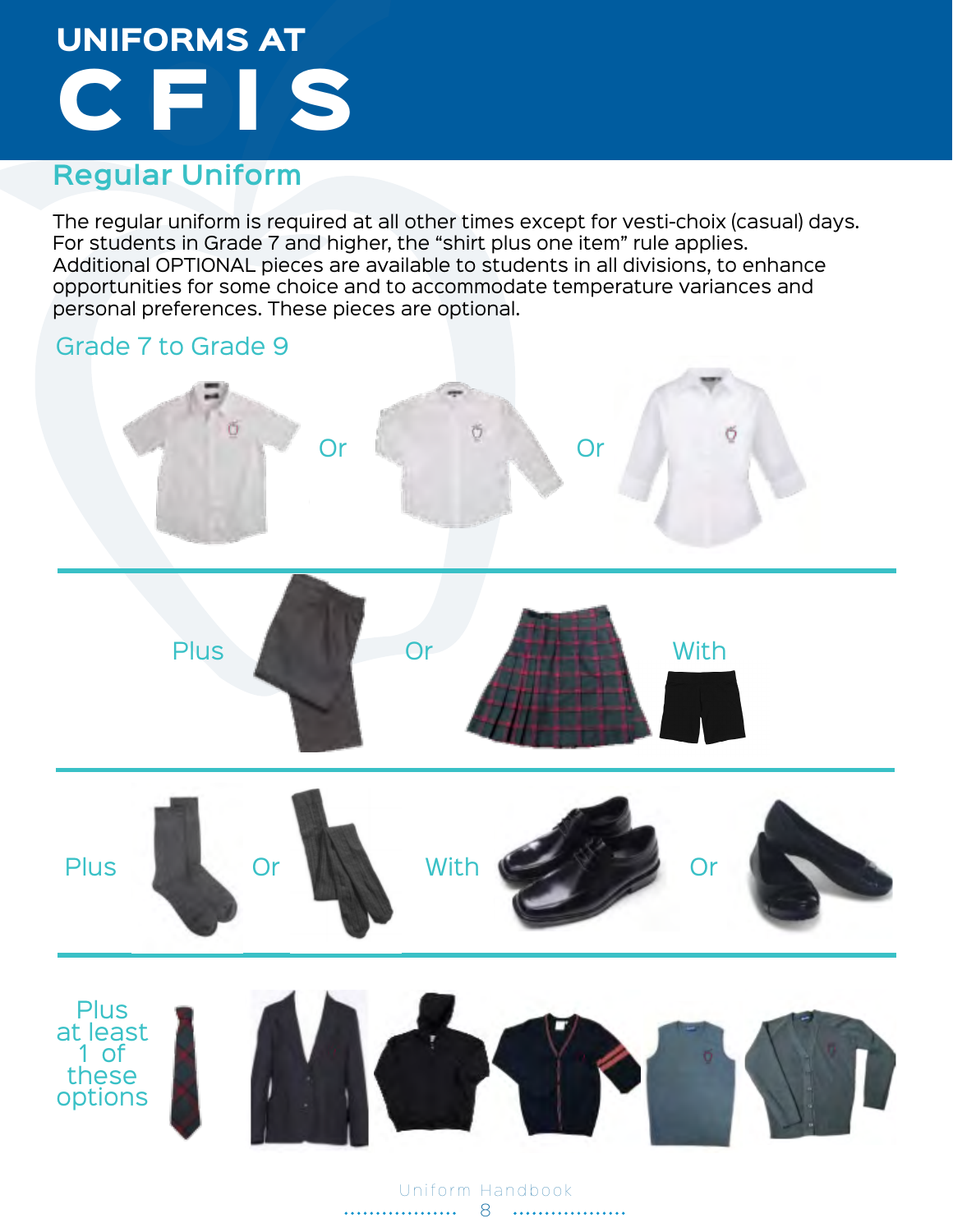# UNIFORMS AT CFIS

## Regular Uniform

The regular uniform is required at all other times except for vesti-choix (casual) days. For students in Grade 7 and higher, the "shirt plus one item" rule applies. Additional OPTIONAL pieces are available to students in all divisions, to enhance opportunities for some choice and to accommodate temperature variances and personal preferences. These pieces are optional.

### Grade 7 to Grade 9

Or Or

Plus Or With

Plus Or With Or

Plus at least 1 of these options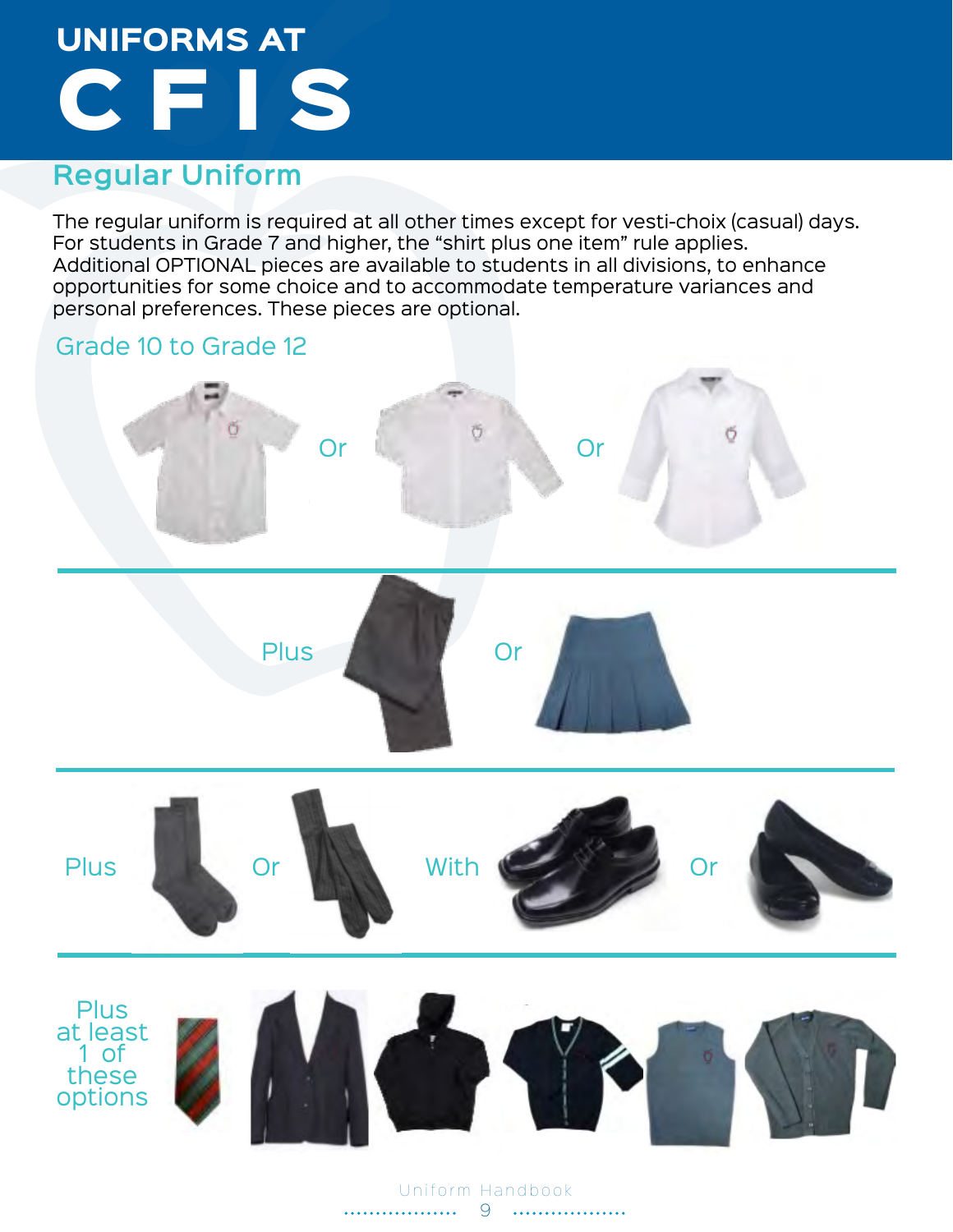# UNIFORMS AT CFIS

## Regular Uniform

The regular uniform is required at all other times except for vesti-choix (casual) days. For students in Grade 7 and higher, the “shirt plus one item” rule applies. Additional OPTIONAL pieces are available to students in all divisions, to enhance opportunities for some choice and to accommodate temperature variances and personal preferences. These pieces are optional.

### Grade 10 to Grade 12

Or Or

Plus Or

Plus Or With Or

Plus at least 1 of these options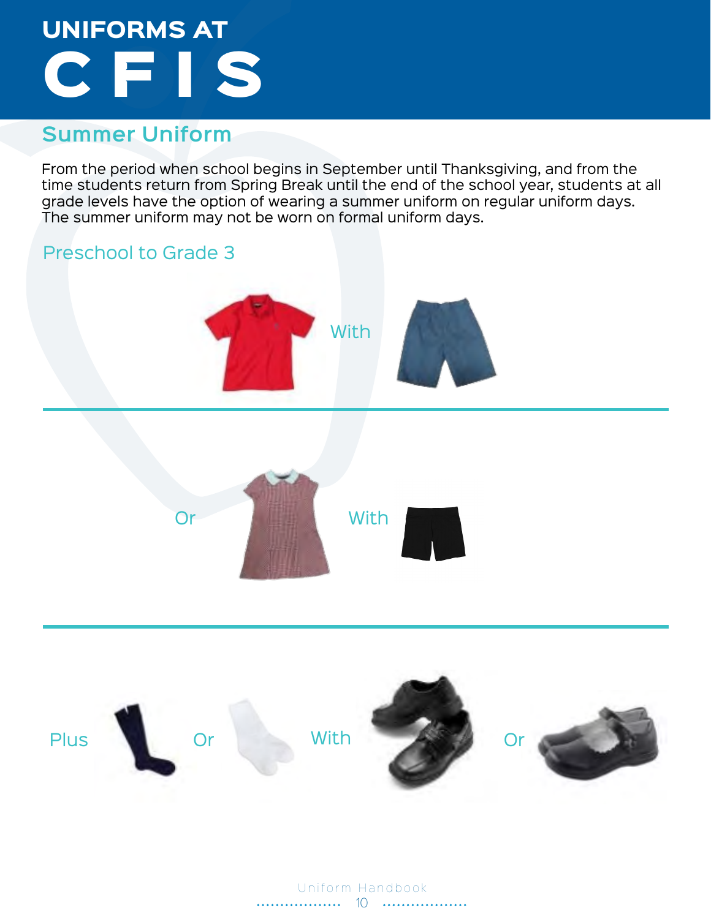# UNIFORMS AT CFIS

## Summer Uniform

From the period when school begins in September until Thanksgiving, and from the time students return from Spring Break until the end of the school year, students at all grade levels have the option of wearing a summer uniform on regular uniform days. The summer uniform may not be worn on formal uniform days.

### Preschool to Grade 3

With

Or With

Plus Or With Or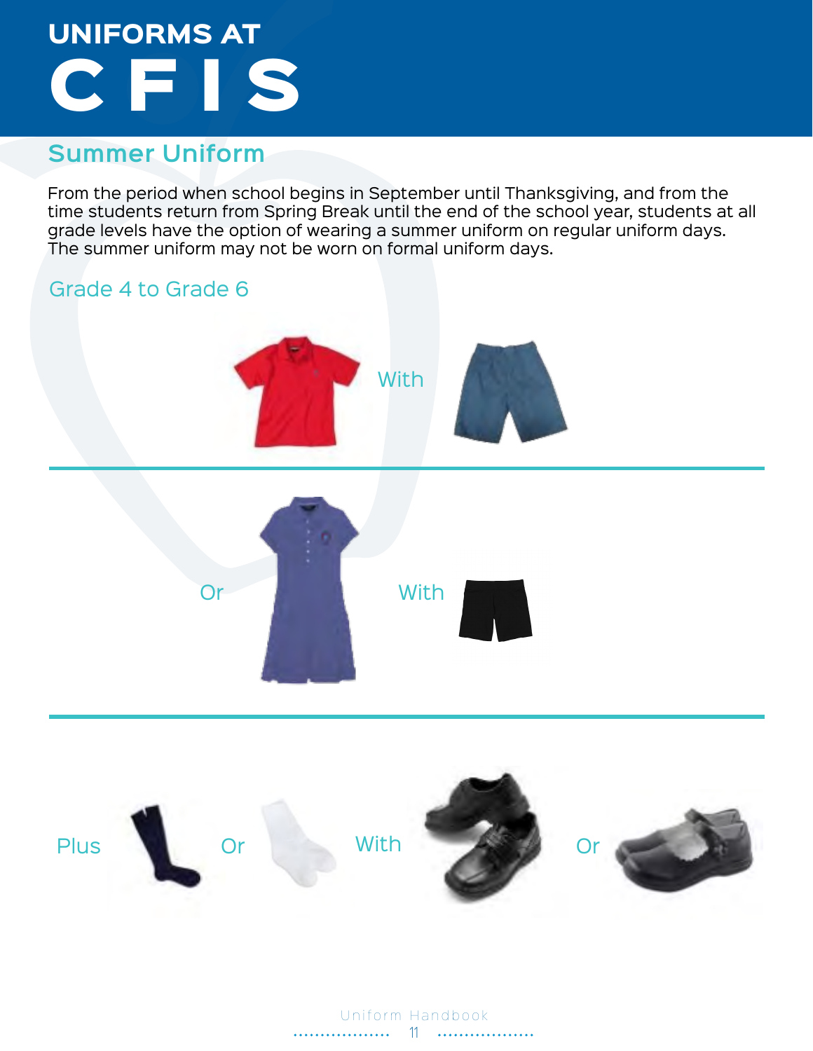# UNIFORMS AT CFIS

## Summer Uniform

From the period when school begins in September until Thanksgiving, and from the time students return from Spring Break until the end of the school year, students at all grade levels have the option of wearing a summer uniform on regular uniform days. The summer uniform may not be worn on formal uniform days.

### Grade 4 to Grade 6

With

---

Or With

---

Plus Or With Or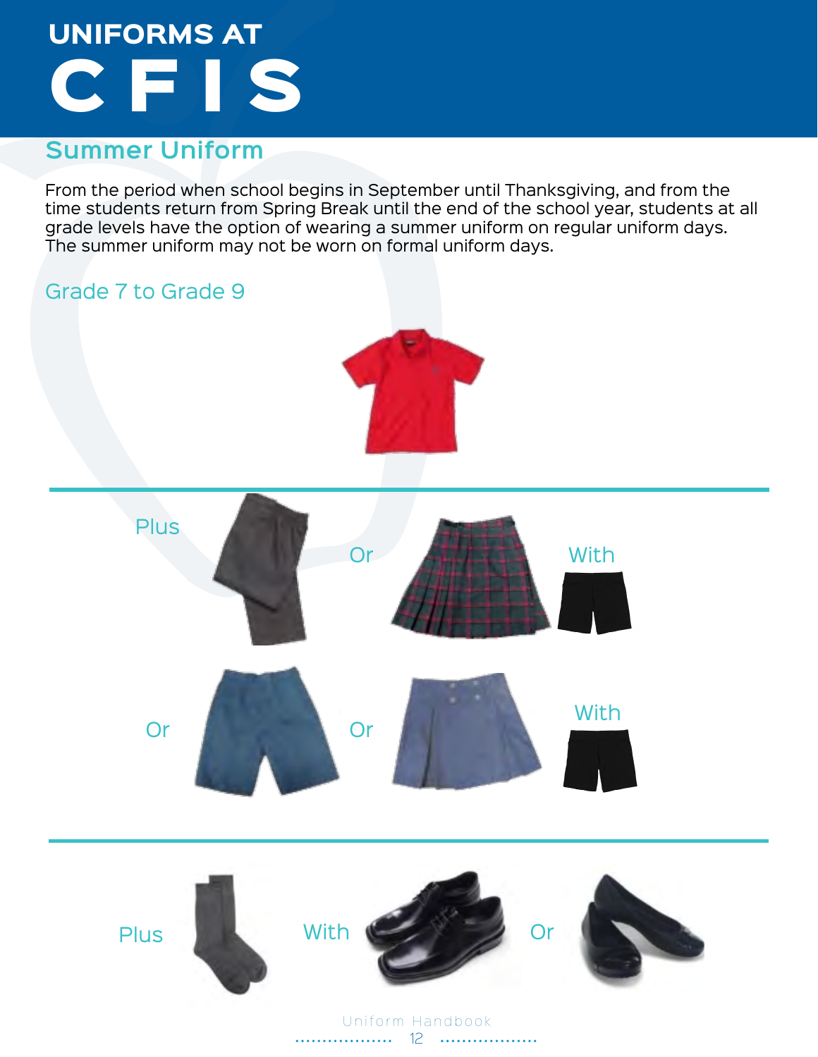# UNIFORMS AT CFIS

## Summer Uniform

From the period when school begins in September until Thanksgiving, and from the time students return from Spring Break until the end of the school year, students at all grade levels have the option of wearing a summer uniform on regular uniform days. The summer uniform may not be worn on formal uniform days.

### Grade 7 to Grade 9

Plus Or With

Or Or With

Plus With Or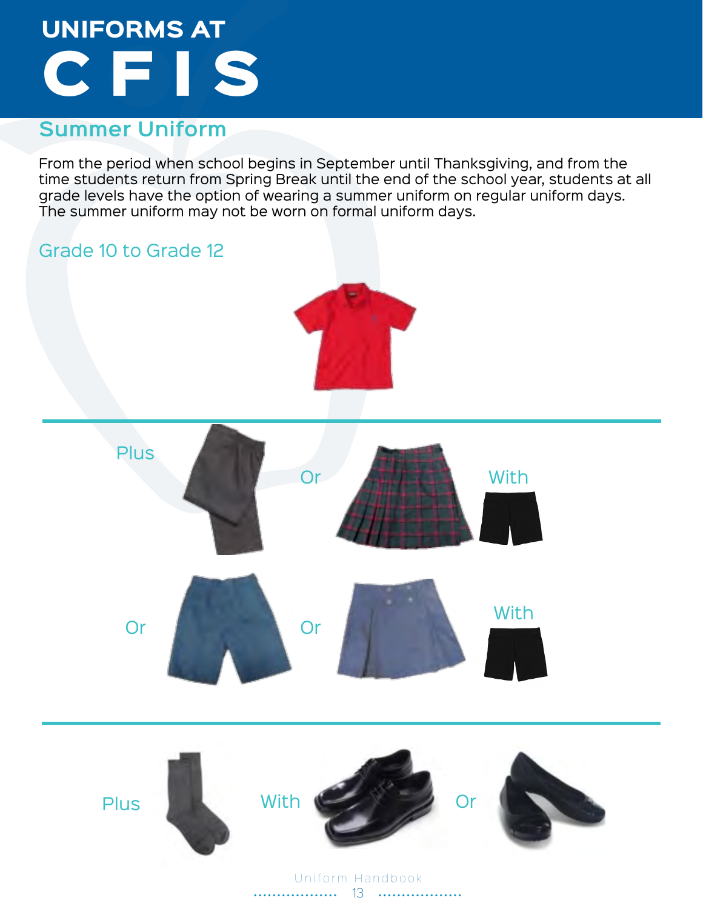# UNIFORMS AT CFIS

## Summer Uniform

From the period when school begins in September until Thanksgiving, and from the time students return from Spring Break until the end of the school year, students at all grade levels have the option of wearing a summer uniform on regular uniform days. The summer uniform may not be worn on formal uniform days.

### Grade 10 to Grade 12

Plus Or With

Or Or With

Plus With Or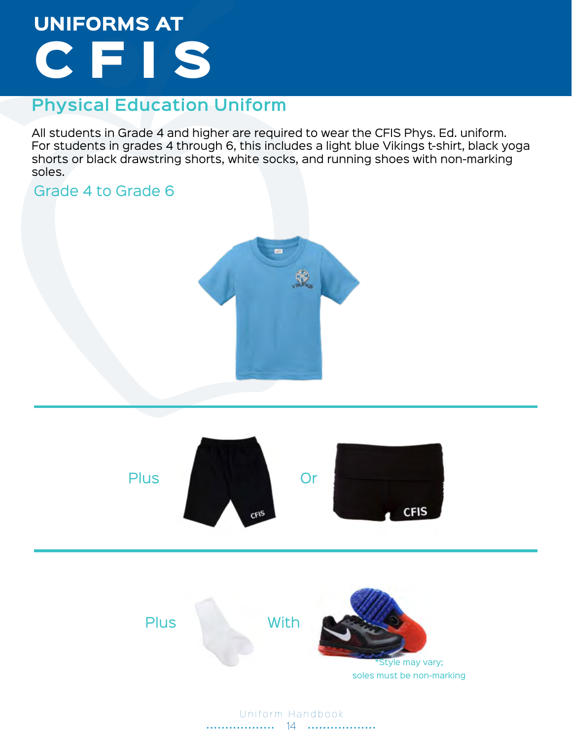# UNIFORMS AT CFIS

## Physical Education Uniform

All students in Grade 4 and higher are required to wear the CFIS Phys. Ed. uniform. For students in grades 4 through 6, this includes a light blue Vikings t-shirt, black yoga shorts or black drawstring shorts, white socks, and running shoes with non-marking soles.

### Grade 4 to Grade 6

Plus

Or

Plus

With

*Style may vary; soles must be non-marking

Uniform Handbook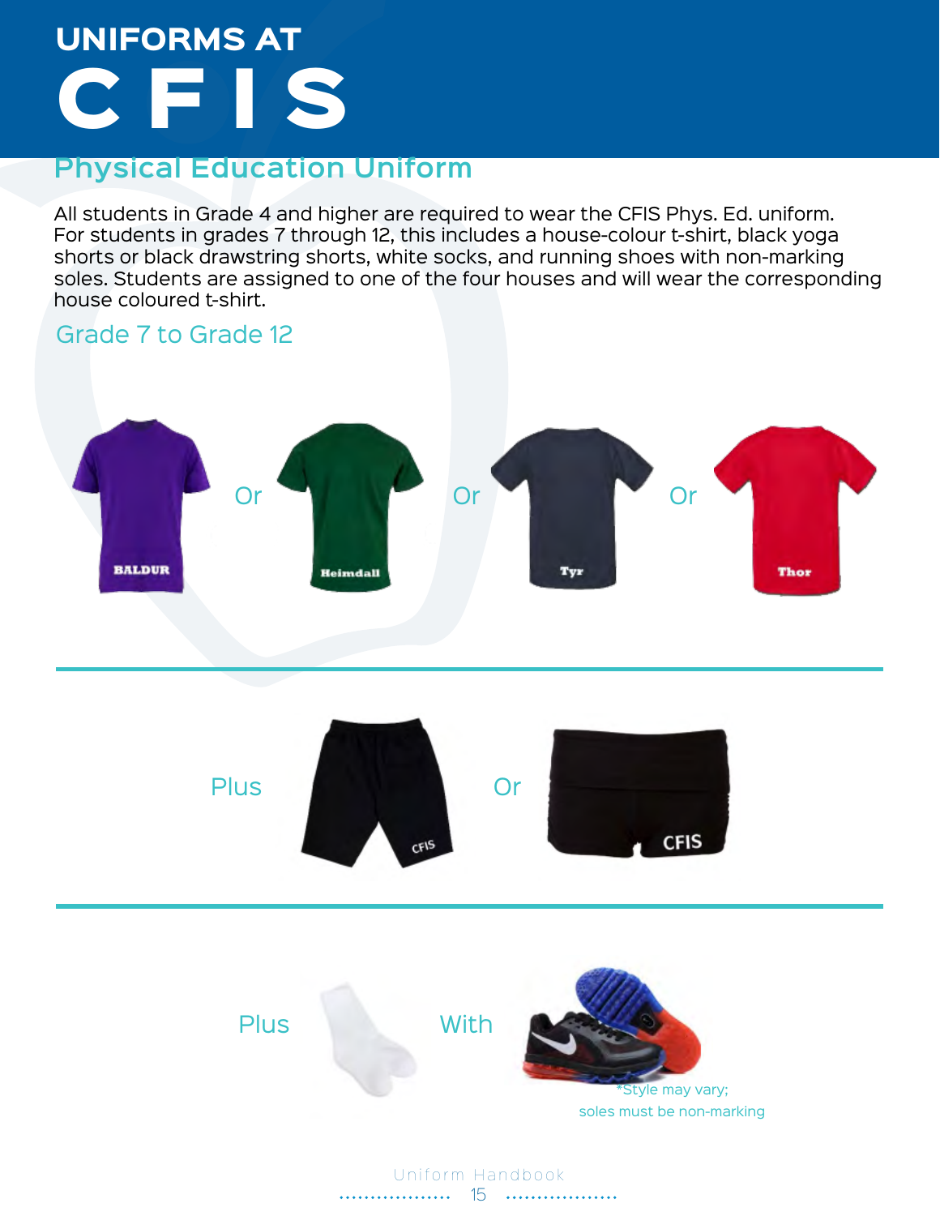# UNIFORMS AT CFIS

## Physical Education Uniform

All students in Grade 4 and higher are required to wear the CFIS Phys. Ed. uniform. For students in grades 7 through 12, this includes a house-colour t-shirt, black yoga shorts or black drawstring shorts, white socks, and running shoes with non-marking soles. Students are assigned to one of the four houses and will wear the corresponding house coloured t-shirt.

### Grade 7 to Grade 12

BALDUR Or Heimdall Or Tyr Or Thor

Plus CFIS Or CFIS

Plus With

*Style may vary; soles must be non-marking